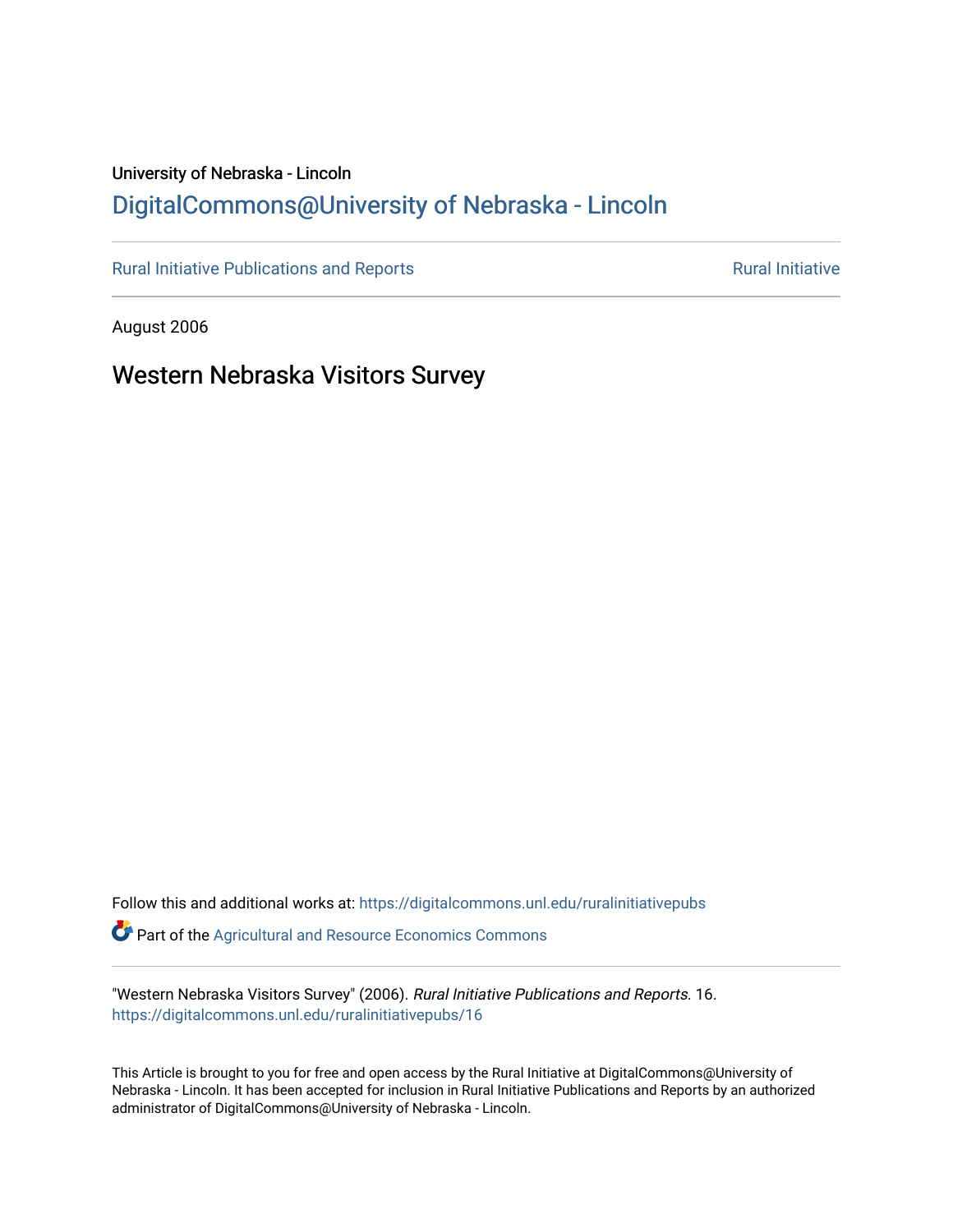University of Nebraska - Lincoln

[DigitalCommons@University of Nebraska - Lincoln](https://digitalcommons.unl.edu/)

Rural Initiative Publications and Reports — Rural Initiative

August 2006

# Western Nebraska Visitors Survey

Follow this and additional works at: https://digitalcommons.unl.edu/ruralinitiativepubs

Part of the Agricultural and Resource Economics Commons

"Western Nebraska Visitors Survey" (2006). *Rural Initiative Publications and Reports*. 16.
https://digitalcommons.unl.edu/ruralinitiativepubs/16

This Article is brought to you for free and open access by the Rural Initiative at DigitalCommons@University of Nebraska - Lincoln. It has been accepted for inclusion in Rural Initiative Publications and Reports by an authorized administrator of DigitalCommons@University of Nebraska - Lincoln.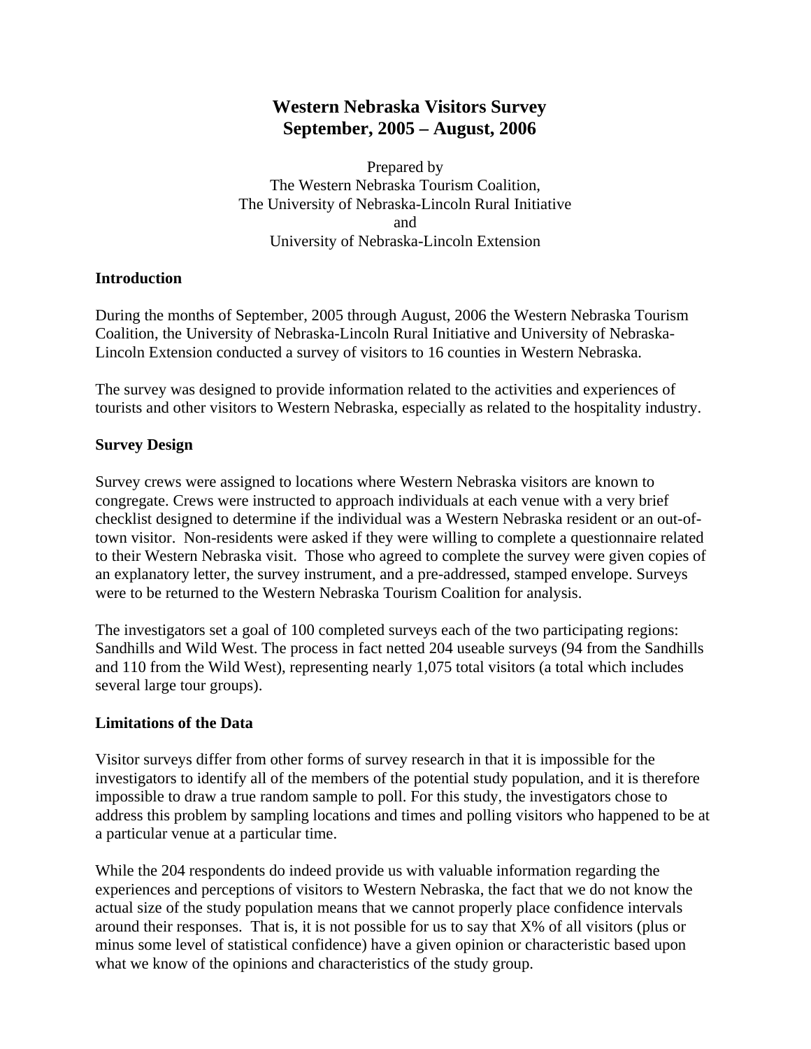# Western Nebraska Visitors Survey
# September, 2005 – August, 2006

Prepared by
The Western Nebraska Tourism Coalition,
The University of Nebraska-Lincoln Rural Initiative
and
University of Nebraska-Lincoln Extension

### Introduction

During the months of September, 2005 through August, 2006 the Western Nebraska Tourism Coalition, the University of Nebraska-Lincoln Rural Initiative and University of Nebraska-Lincoln Extension conducted a survey of visitors to 16 counties in Western Nebraska.

The survey was designed to provide information related to the activities and experiences of tourists and other visitors to Western Nebraska, especially as related to the hospitality industry.

### Survey Design

Survey crews were assigned to locations where Western Nebraska visitors are known to congregate. Crews were instructed to approach individuals at each venue with a very brief checklist designed to determine if the individual was a Western Nebraska resident or an out-of-town visitor. Non-residents were asked if they were willing to complete a questionnaire related to their Western Nebraska visit. Those who agreed to complete the survey were given copies of an explanatory letter, the survey instrument, and a pre-addressed, stamped envelope. Surveys were to be returned to the Western Nebraska Tourism Coalition for analysis.

The investigators set a goal of 100 completed surveys each of the two participating regions: Sandhills and Wild West. The process in fact netted 204 useable surveys (94 from the Sandhills and 110 from the Wild West), representing nearly 1,075 total visitors (a total which includes several large tour groups).

### Limitations of the Data

Visitor surveys differ from other forms of survey research in that it is impossible for the investigators to identify all of the members of the potential study population, and it is therefore impossible to draw a true random sample to poll. For this study, the investigators chose to address this problem by sampling locations and times and polling visitors who happened to be at a particular venue at a particular time.

While the 204 respondents do indeed provide us with valuable information regarding the experiences and perceptions of visitors to Western Nebraska, the fact that we do not know the actual size of the study population means that we cannot properly place confidence intervals around their responses. That is, it is not possible for us to say that X% of all visitors (plus or minus some level of statistical confidence) have a given opinion or characteristic based upon what we know of the opinions and characteristics of the study group.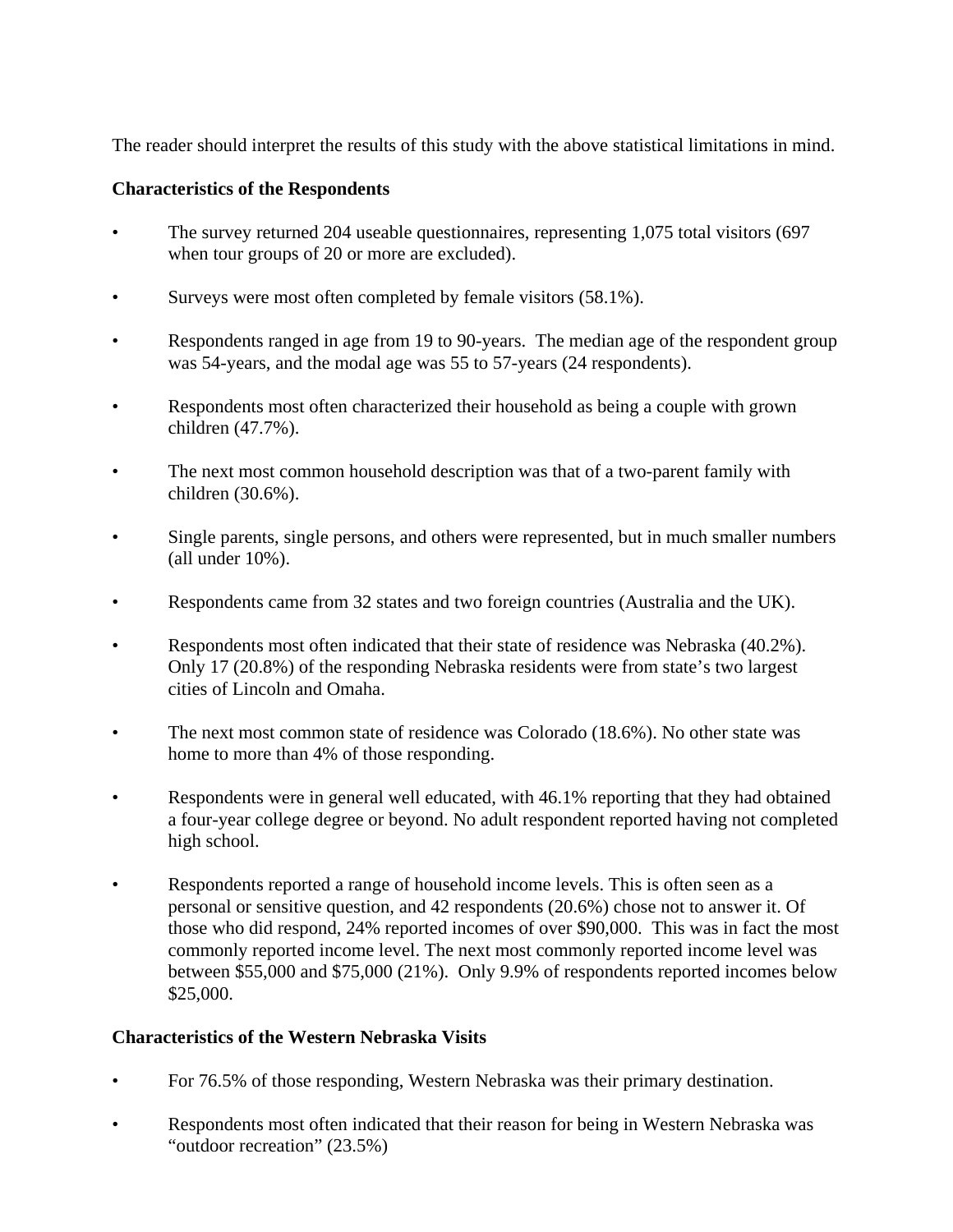The reader should interpret the results of this study with the above statistical limitations in mind.

**Characteristics of the Respondents**

- The survey returned 204 useable questionnaires, representing 1,075 total visitors (697 when tour groups of 20 or more are excluded).
- Surveys were most often completed by female visitors (58.1%).
- Respondents ranged in age from 19 to 90-years. The median age of the respondent group was 54-years, and the modal age was 55 to 57-years (24 respondents).
- Respondents most often characterized their household as being a couple with grown children (47.7%).
- The next most common household description was that of a two-parent family with children (30.6%).
- Single parents, single persons, and others were represented, but in much smaller numbers (all under 10%).
- Respondents came from 32 states and two foreign countries (Australia and the UK).
- Respondents most often indicated that their state of residence was Nebraska (40.2%). Only 17 (20.8%) of the responding Nebraska residents were from state's two largest cities of Lincoln and Omaha.
- The next most common state of residence was Colorado (18.6%). No other state was home to more than 4% of those responding.
- Respondents were in general well educated, with 46.1% reporting that they had obtained a four-year college degree or beyond. No adult respondent reported having not completed high school.
- Respondents reported a range of household income levels. This is often seen as a personal or sensitive question, and 42 respondents (20.6%) chose not to answer it. Of those who did respond, 24% reported incomes of over $90,000. This was in fact the most commonly reported income level. The next most commonly reported income level was between $55,000 and $75,000 (21%). Only 9.9% of respondents reported incomes below $25,000.

**Characteristics of the Western Nebraska Visits**

- For 76.5% of those responding, Western Nebraska was their primary destination.
- Respondents most often indicated that their reason for being in Western Nebraska was "outdoor recreation" (23.5%)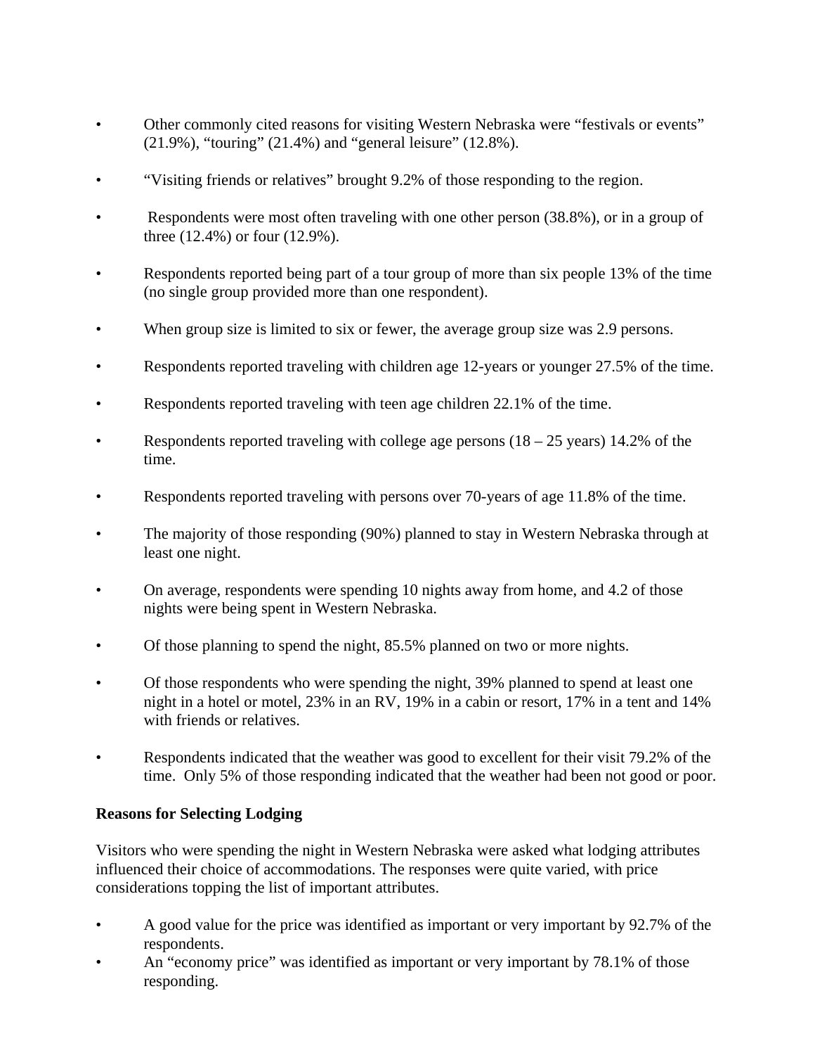- Other commonly cited reasons for visiting Western Nebraska were “festivals or events” (21.9%), “touring” (21.4%) and “general leisure” (12.8%).
- “Visiting friends or relatives” brought 9.2% of those responding to the region.
- Respondents were most often traveling with one other person (38.8%), or in a group of three (12.4%) or four (12.9%).
- Respondents reported being part of a tour group of more than six people 13% of the time (no single group provided more than one respondent).
- When group size is limited to six or fewer, the average group size was 2.9 persons.
- Respondents reported traveling with children age 12-years or younger 27.5% of the time.
- Respondents reported traveling with teen age children 22.1% of the time.
- Respondents reported traveling with college age persons (18 – 25 years) 14.2% of the time.
- Respondents reported traveling with persons over 70-years of age 11.8% of the time.
- The majority of those responding (90%) planned to stay in Western Nebraska through at least one night.
- On average, respondents were spending 10 nights away from home, and 4.2 of those nights were being spent in Western Nebraska.
- Of those planning to spend the night, 85.5% planned on two or more nights.
- Of those respondents who were spending the night, 39% planned to spend at least one night in a hotel or motel, 23% in an RV, 19% in a cabin or resort, 17% in a tent and 14% with friends or relatives.
- Respondents indicated that the weather was good to excellent for their visit 79.2% of the time. Only 5% of those responding indicated that the weather had been not good or poor.

**Reasons for Selecting Lodging**

Visitors who were spending the night in Western Nebraska were asked what lodging attributes influenced their choice of accommodations. The responses were quite varied, with price considerations topping the list of important attributes.

- A good value for the price was identified as important or very important by 92.7% of the respondents.
- An “economy price” was identified as important or very important by 78.1% of those responding.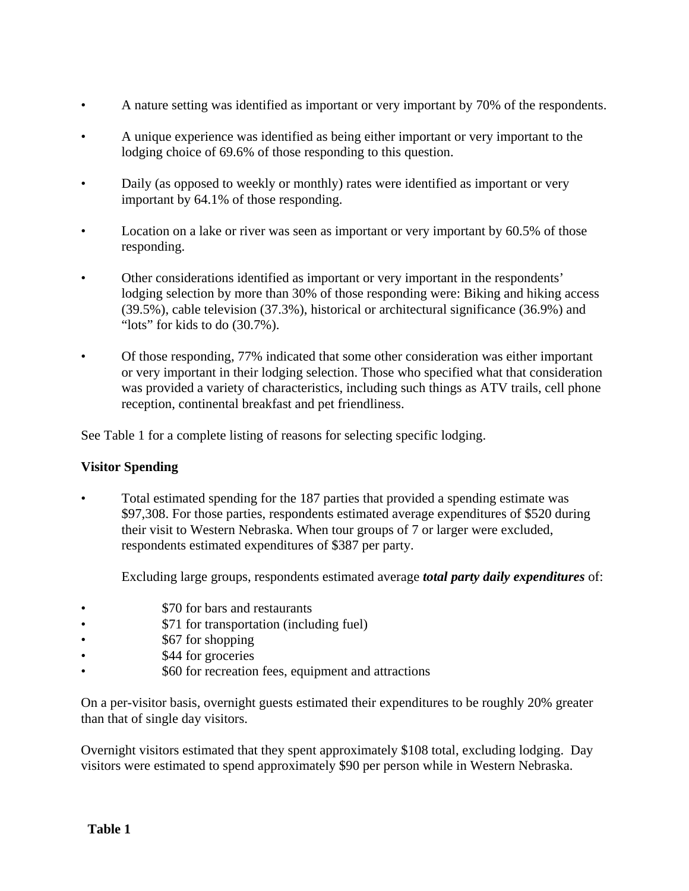- A nature setting was identified as important or very important by 70% of the respondents.

- A unique experience was identified as being either important or very important to the lodging choice of 69.6% of those responding to this question.

- Daily (as opposed to weekly or monthly) rates were identified as important or very important by 64.1% of those responding.

- Location on a lake or river was seen as important or very important by 60.5% of those responding.

- Other considerations identified as important or very important in the respondents' lodging selection by more than 30% of those responding were: Biking and hiking access (39.5%), cable television (37.3%), historical or architectural significance (36.9%) and "lots" for kids to do (30.7%).

- Of those responding, 77% indicated that some other consideration was either important or very important in their lodging selection. Those who specified what that consideration was provided a variety of characteristics, including such things as ATV trails, cell phone reception, continental breakfast and pet friendliness.

See Table 1 for a complete listing of reasons for selecting specific lodging.

**Visitor Spending**

- Total estimated spending for the 187 parties that provided a spending estimate was $97,308. For those parties, respondents estimated average expenditures of $520 during their visit to Western Nebraska. When tour groups of 7 or larger were excluded, respondents estimated expenditures of $387 per party.

  Excluding large groups, respondents estimated average ***total party daily expenditures*** of:

- $70 for bars and restaurants
- $71 for transportation (including fuel)
- $67 for shopping
- $44 for groceries
- $60 for recreation fees, equipment and attractions

On a per-visitor basis, overnight guests estimated their expenditures to be roughly 20% greater than that of single day visitors.

Overnight visitors estimated that they spent approximately $108 total, excluding lodging. Day visitors were estimated to spend approximately $90 per person while in Western Nebraska.

**Table 1**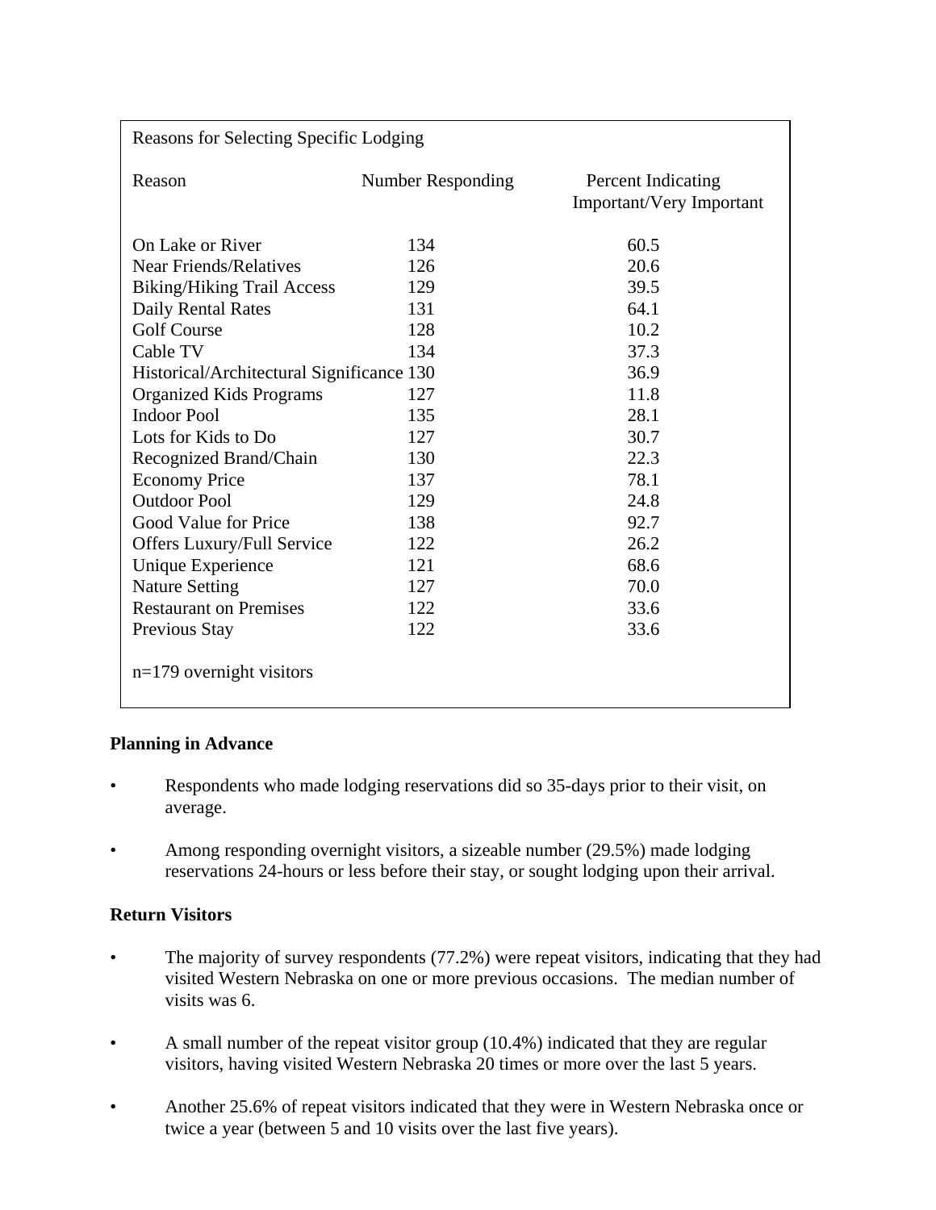Reasons for Selecting Specific Lodging

| Reason | Number Responding | Percent Indicating Important/Very Important |
|---|---|---|
| On Lake or River | 134 | 60.5 |
| Near Friends/Relatives | 126 | 20.6 |
| Biking/Hiking Trail Access | 129 | 39.5 |
| Daily Rental Rates | 131 | 64.1 |
| Golf Course | 128 | 10.2 |
| Cable TV | 134 | 37.3 |
| Historical/Architectural Significance | 130 | 36.9 |
| Organized Kids Programs | 127 | 11.8 |
| Indoor Pool | 135 | 28.1 |
| Lots for Kids to Do | 127 | 30.7 |
| Recognized Brand/Chain | 130 | 22.3 |
| Economy Price | 137 | 78.1 |
| Outdoor Pool | 129 | 24.8 |
| Good Value for Price | 138 | 92.7 |
| Offers Luxury/Full Service | 122 | 26.2 |
| Unique Experience | 121 | 68.6 |
| Nature Setting | 127 | 70.0 |
| Restaurant on Premises | 122 | 33.6 |
| Previous Stay | 122 | 33.6 |

n=179 overnight visitors

**Planning in Advance**

- Respondents who made lodging reservations did so 35-days prior to their visit, on average.
- Among responding overnight visitors, a sizeable number (29.5%) made lodging reservations 24-hours or less before their stay, or sought lodging upon their arrival.

**Return Visitors**

- The majority of survey respondents (77.2%) were repeat visitors, indicating that they had visited Western Nebraska on one or more previous occasions. The median number of visits was 6.
- A small number of the repeat visitor group (10.4%) indicated that they are regular visitors, having visited Western Nebraska 20 times or more over the last 5 years.
- Another 25.6% of repeat visitors indicated that they were in Western Nebraska once or twice a year (between 5 and 10 visits over the last five years).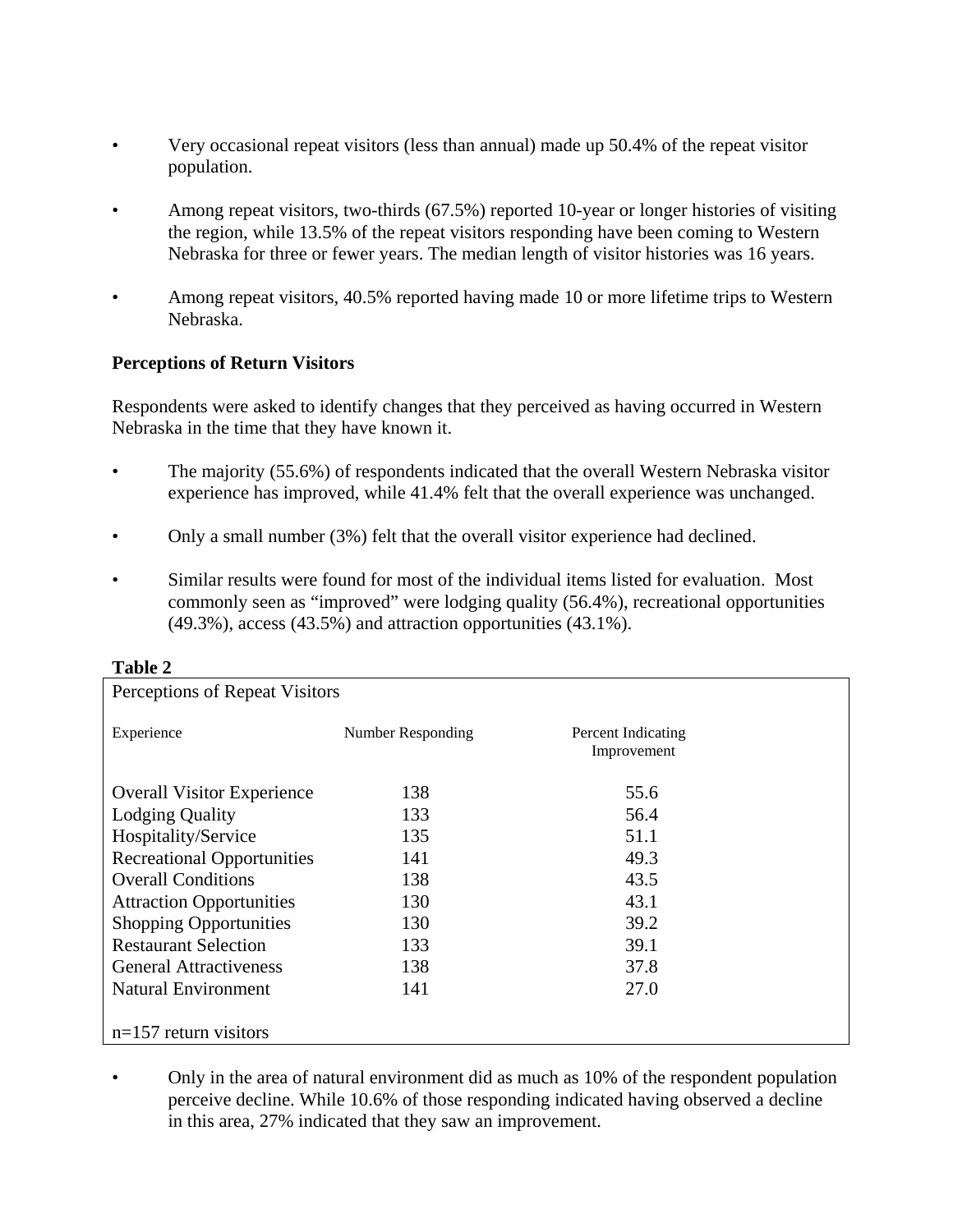- Very occasional repeat visitors (less than annual) made up 50.4% of the repeat visitor population.

- Among repeat visitors, two-thirds (67.5%) reported 10-year or longer histories of visiting the region, while 13.5% of the repeat visitors responding have been coming to Western Nebraska for three or fewer years. The median length of visitor histories was 16 years.

- Among repeat visitors, 40.5% reported having made 10 or more lifetime trips to Western Nebraska.

**Perceptions of Return Visitors**

Respondents were asked to identify changes that they perceived as having occurred in Western Nebraska in the time that they have known it.

- The majority (55.6%) of respondents indicated that the overall Western Nebraska visitor experience has improved, while 41.4% felt that the overall experience was unchanged.

- Only a small number (3%) felt that the overall visitor experience had declined.

- Similar results were found for most of the individual items listed for evaluation. Most commonly seen as "improved" were lodging quality (56.4%), recreational opportunities (49.3%), access (43.5%) and attraction opportunities (43.1%).

**Table 2**

Perceptions of Repeat Visitors

| Experience | Number Responding | Percent Indicating Improvement |
|---|---|---|
| Overall Visitor Experience | 138 | 55.6 |
| Lodging Quality | 133 | 56.4 |
| Hospitality/Service | 135 | 51.1 |
| Recreational Opportunities | 141 | 49.3 |
| Overall Conditions | 138 | 43.5 |
| Attraction Opportunities | 130 | 43.1 |
| Shopping Opportunities | 130 | 39.2 |
| Restaurant Selection | 133 | 39.1 |
| General Attractiveness | 138 | 37.8 |
| Natural Environment | 141 | 27.0 |

n=157 return visitors

- Only in the area of natural environment did as much as 10% of the respondent population perceive decline. While 10.6% of those responding indicated having observed a decline in this area, 27% indicated that they saw an improvement.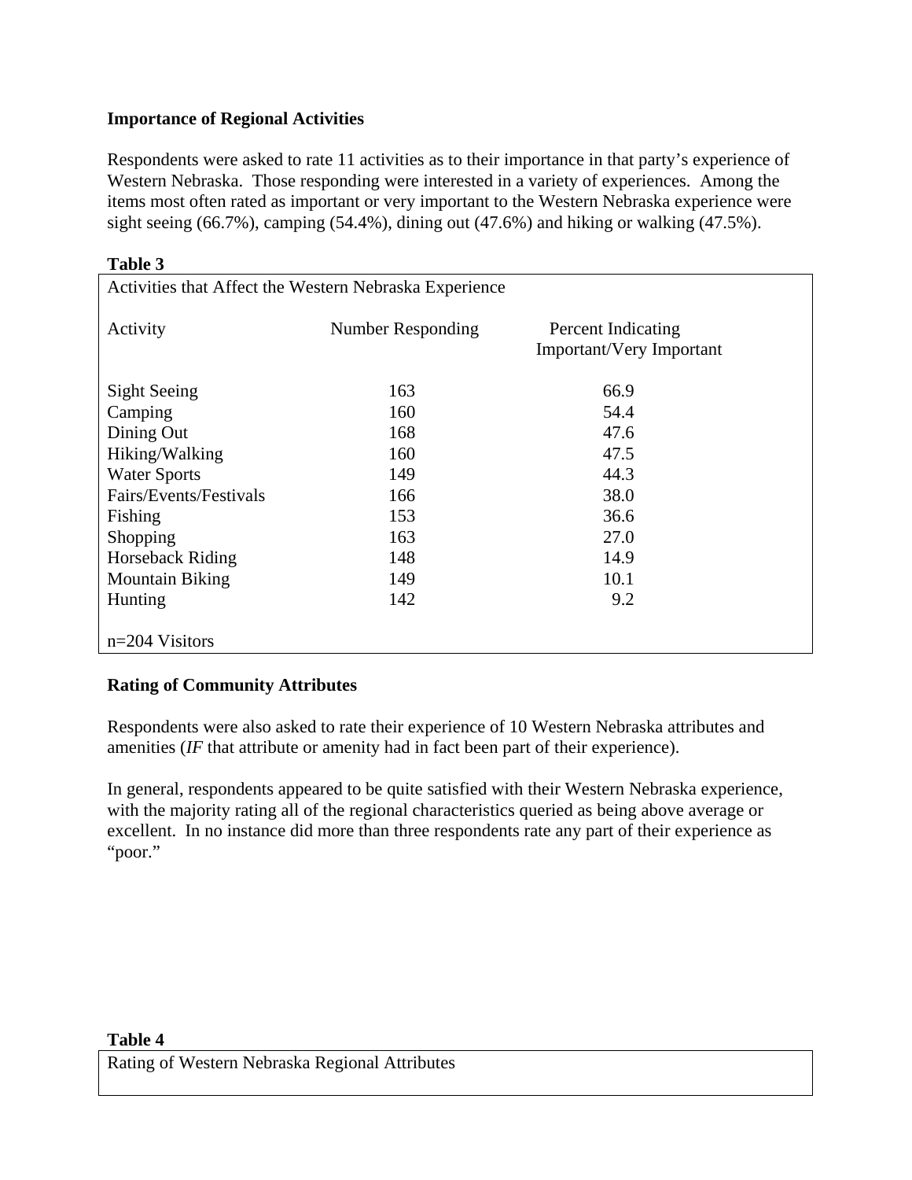**Importance of Regional Activities**

Respondents were asked to rate 11 activities as to their importance in that party's experience of Western Nebraska. Those responding were interested in a variety of experiences. Among the items most often rated as important or very important to the Western Nebraska experience were sight seeing (66.7%), camping (54.4%), dining out (47.6%) and hiking or walking (47.5%).

**Table 3**

Activities that Affect the Western Nebraska Experience

| Activity | Number Responding | Percent Indicating Important/Very Important |
|---|---|---|
| Sight Seeing | 163 | 66.9 |
| Camping | 160 | 54.4 |
| Dining Out | 168 | 47.6 |
| Hiking/Walking | 160 | 47.5 |
| Water Sports | 149 | 44.3 |
| Fairs/Events/Festivals | 166 | 38.0 |
| Fishing | 153 | 36.6 |
| Shopping | 163 | 27.0 |
| Horseback Riding | 148 | 14.9 |
| Mountain Biking | 149 | 10.1 |
| Hunting | 142 | 9.2 |

n=204 Visitors

**Rating of Community Attributes**

Respondents were also asked to rate their experience of 10 Western Nebraska attributes and amenities (*IF* that attribute or amenity had in fact been part of their experience).

In general, respondents appeared to be quite satisfied with their Western Nebraska experience, with the majority rating all of the regional characteristics queried as being above average or excellent. In no instance did more than three respondents rate any part of their experience as "poor."

**Table 4**

Rating of Western Nebraska Regional Attributes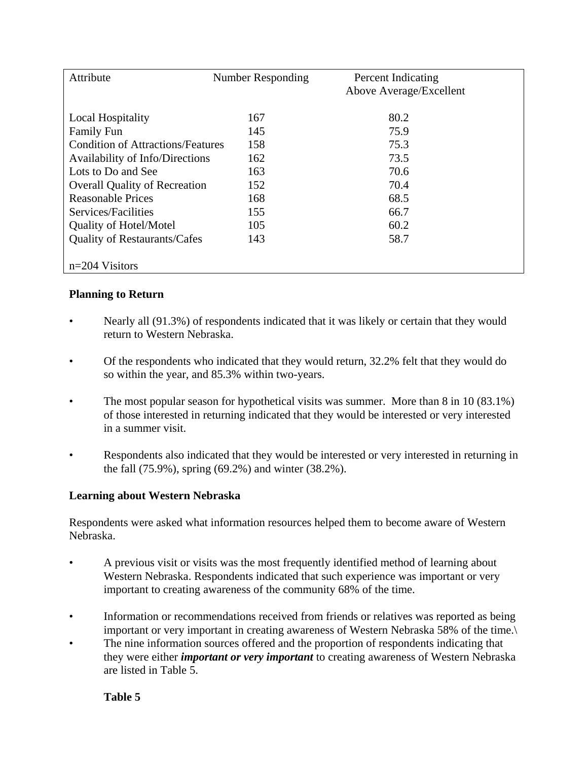| Attribute | Number Responding | Percent Indicating Above Average/Excellent |
|---|---|---|
| Local Hospitality | 167 | 80.2 |
| Family Fun | 145 | 75.9 |
| Condition of Attractions/Features | 158 | 75.3 |
| Availability of Info/Directions | 162 | 73.5 |
| Lots to Do and See | 163 | 70.6 |
| Overall Quality of Recreation | 152 | 70.4 |
| Reasonable Prices | 168 | 68.5 |
| Services/Facilities | 155 | 66.7 |
| Quality of Hotel/Motel | 105 | 60.2 |
| Quality of Restaurants/Cafes | 143 | 58.7 |

n=204 Visitors

**Planning to Return**

- Nearly all (91.3%) of respondents indicated that it was likely or certain that they would return to Western Nebraska.
- Of the respondents who indicated that they would return, 32.2% felt that they would do so within the year, and 85.3% within two-years.
- The most popular season for hypothetical visits was summer. More than 8 in 10 (83.1%) of those interested in returning indicated that they would be interested or very interested in a summer visit.
- Respondents also indicated that they would be interested or very interested in returning in the fall (75.9%), spring (69.2%) and winter (38.2%).

**Learning about Western Nebraska**

Respondents were asked what information resources helped them to become aware of Western Nebraska.

- A previous visit or visits was the most frequently identified method of learning about Western Nebraska. Respondents indicated that such experience was important or very important to creating awareness of the community 68% of the time.
- Information or recommendations received from friends or relatives was reported as being important or very important in creating awareness of Western Nebraska 58% of the time.\
- The nine information sources offered and the proportion of respondents indicating that they were either ***important or very important*** to creating awareness of Western Nebraska are listed in Table 5.

**Table 5**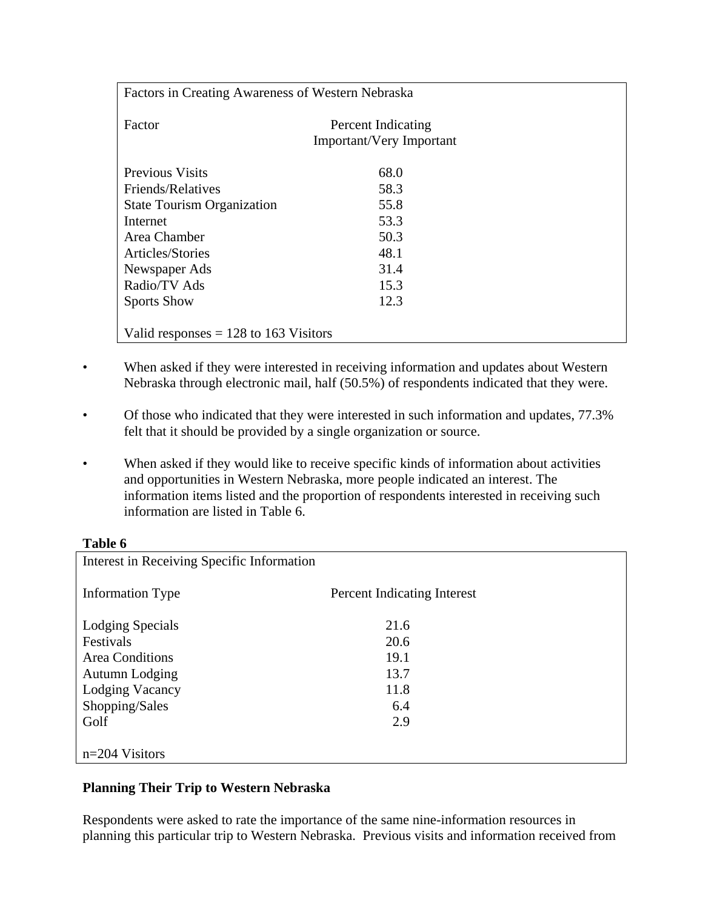| Factors in Creating Awareness of Western Nebraska | |
|---|---|
| Factor | Percent Indicating Important/Very Important |
| Previous Visits | 68.0 |
| Friends/Relatives | 58.3 |
| State Tourism Organization | 55.8 |
| Internet | 53.3 |
| Area Chamber | 50.3 |
| Articles/Stories | 48.1 |
| Newspaper Ads | 31.4 |
| Radio/TV Ads | 15.3 |
| Sports Show | 12.3 |
| Valid responses = 128 to 163 Visitors | |

- When asked if they were interested in receiving information and updates about Western Nebraska through electronic mail, half (50.5%) of respondents indicated that they were.

- Of those who indicated that they were interested in such information and updates, 77.3% felt that it should be provided by a single organization or source.

- When asked if they would like to receive specific kinds of information about activities and opportunities in Western Nebraska, more people indicated an interest. The information items listed and the proportion of respondents interested in receiving such information are listed in Table 6.

**Table 6**

| Interest in Receiving Specific Information | |
|---|---|
| Information Type | Percent Indicating Interest |
| Lodging Specials | 21.6 |
| Festivals | 20.6 |
| Area Conditions | 19.1 |
| Autumn Lodging | 13.7 |
| Lodging Vacancy | 11.8 |
| Shopping/Sales | 6.4 |
| Golf | 2.9 |
| n=204 Visitors | |

### Planning Their Trip to Western Nebraska

Respondents were asked to rate the importance of the same nine-information resources in planning this particular trip to Western Nebraska. Previous visits and information received from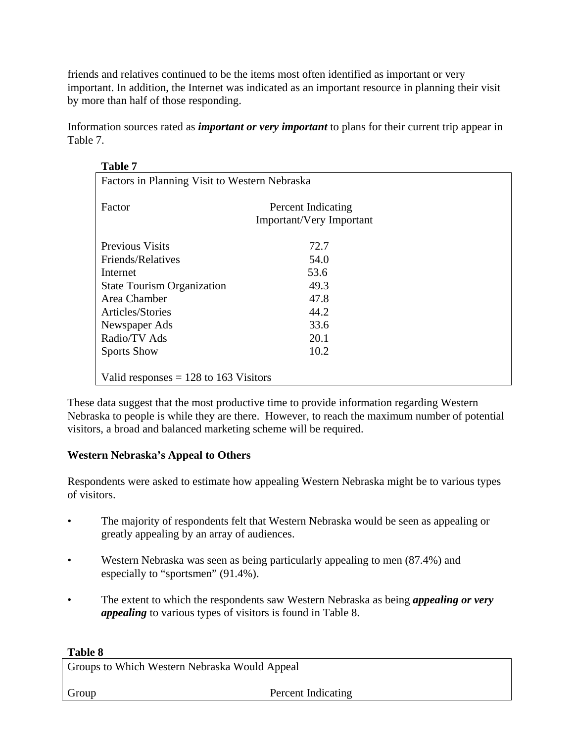friends and relatives continued to be the items most often identified as important or very important. In addition, the Internet was indicated as an important resource in planning their visit by more than half of those responding.

Information sources rated as ***important or very important*** to plans for their current trip appear in Table 7.

**Table 7**

Factors in Planning Visit to Western Nebraska

| Factor | Percent Indicating Important/Very Important |
|---|---|
| Previous Visits | 72.7 |
| Friends/Relatives | 54.0 |
| Internet | 53.6 |
| State Tourism Organization | 49.3 |
| Area Chamber | 47.8 |
| Articles/Stories | 44.2 |
| Newspaper Ads | 33.6 |
| Radio/TV Ads | 20.1 |
| Sports Show | 10.2 |

Valid responses = 128 to 163 Visitors

These data suggest that the most productive time to provide information regarding Western Nebraska to people is while they are there. However, to reach the maximum number of potential visitors, a broad and balanced marketing scheme will be required.

**Western Nebraska's Appeal to Others**

Respondents were asked to estimate how appealing Western Nebraska might be to various types of visitors.

- The majority of respondents felt that Western Nebraska would be seen as appealing or greatly appealing by an array of audiences.
- Western Nebraska was seen as being particularly appealing to men (87.4%) and especially to "sportsmen" (91.4%).
- The extent to which the respondents saw Western Nebraska as being ***appealing or very appealing*** to various types of visitors is found in Table 8.

**Table 8**

Groups to Which Western Nebraska Would Appeal

| Group | Percent Indicating |
|---|---|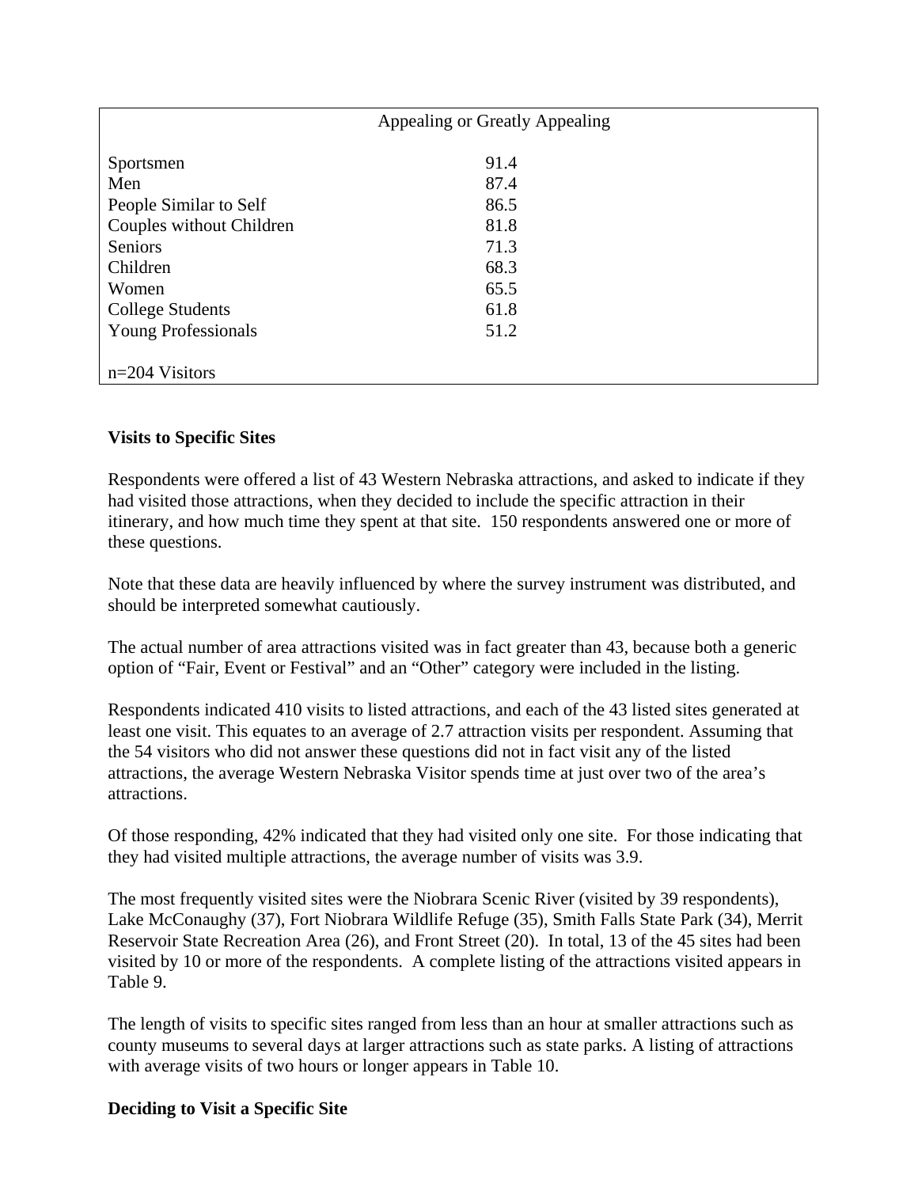| | Appealing or Greatly Appealing |
|---|---|
| Sportsmen | 91.4 |
| Men | 87.4 |
| People Similar to Self | 86.5 |
| Couples without Children | 81.8 |
| Seniors | 71.3 |
| Children | 68.3 |
| Women | 65.5 |
| College Students | 61.8 |
| Young Professionals | 51.2 |
| n=204 Visitors | |

**Visits to Specific Sites**

Respondents were offered a list of 43 Western Nebraska attractions, and asked to indicate if they had visited those attractions, when they decided to include the specific attraction in their itinerary, and how much time they spent at that site. 150 respondents answered one or more of these questions.

Note that these data are heavily influenced by where the survey instrument was distributed, and should be interpreted somewhat cautiously.

The actual number of area attractions visited was in fact greater than 43, because both a generic option of "Fair, Event or Festival" and an "Other" category were included in the listing.

Respondents indicated 410 visits to listed attractions, and each of the 43 listed sites generated at least one visit. This equates to an average of 2.7 attraction visits per respondent. Assuming that the 54 visitors who did not answer these questions did not in fact visit any of the listed attractions, the average Western Nebraska Visitor spends time at just over two of the area's attractions.

Of those responding, 42% indicated that they had visited only one site. For those indicating that they had visited multiple attractions, the average number of visits was 3.9.

The most frequently visited sites were the Niobrara Scenic River (visited by 39 respondents), Lake McConaughy (37), Fort Niobrara Wildlife Refuge (35), Smith Falls State Park (34), Merrit Reservoir State Recreation Area (26), and Front Street (20). In total, 13 of the 45 sites had been visited by 10 or more of the respondents. A complete listing of the attractions visited appears in Table 9.

The length of visits to specific sites ranged from less than an hour at smaller attractions such as county museums to several days at larger attractions such as state parks. A listing of attractions with average visits of two hours or longer appears in Table 10.

**Deciding to Visit a Specific Site**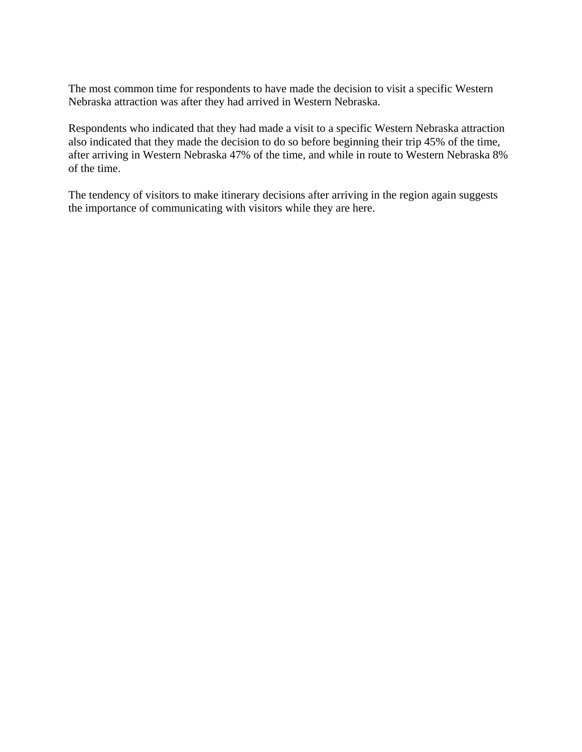The most common time for respondents to have made the decision to visit a specific Western Nebraska attraction was after they had arrived in Western Nebraska.

Respondents who indicated that they had made a visit to a specific Western Nebraska attraction also indicated that they made the decision to do so before beginning their trip 45% of the time, after arriving in Western Nebraska 47% of the time, and while in route to Western Nebraska 8% of the time.

The tendency of visitors to make itinerary decisions after arriving in the region again suggests the importance of communicating with visitors while they are here.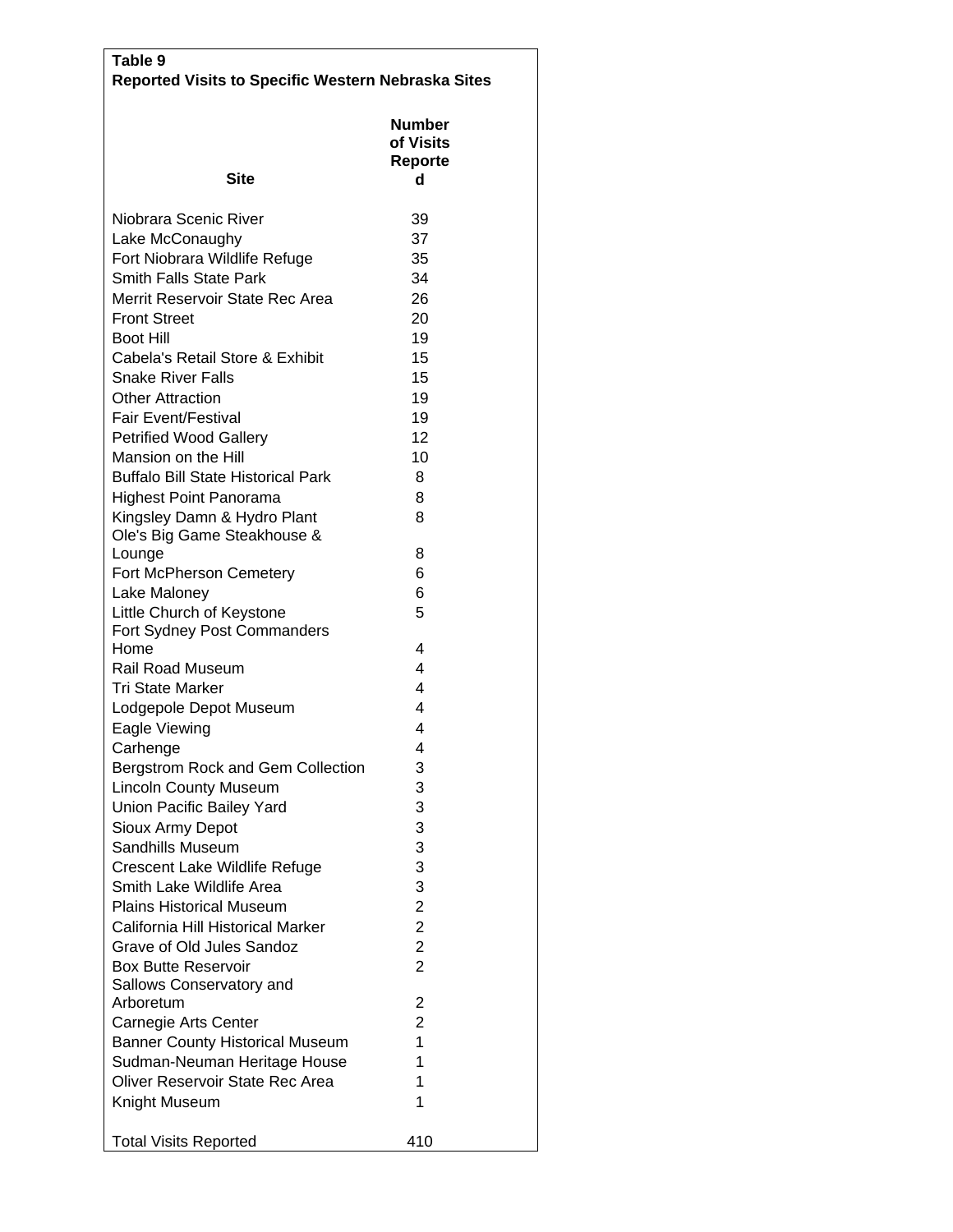**Table 9**
**Reported Visits to Specific Western Nebraska Sites**

| Site | Number of Visits Reported |
|---|---|
| Niobrara Scenic River | 39 |
| Lake McConaughy | 37 |
| Fort Niobrara Wildlife Refuge | 35 |
| Smith Falls State Park | 34 |
| Merrit Reservoir State Rec Area | 26 |
| Front Street | 20 |
| Boot Hill | 19 |
| Cabela's Retail Store & Exhibit | 15 |
| Snake River Falls | 15 |
| Other Attraction | 19 |
| Fair Event/Festival | 19 |
| Petrified Wood Gallery | 12 |
| Mansion on the Hill | 10 |
| Buffalo Bill State Historical Park | 8 |
| Highest Point Panorama | 8 |
| Kingsley Damn & Hydro Plant | 8 |
| Ole's Big Game Steakhouse & Lounge | 8 |
| Fort McPherson Cemetery | 6 |
| Lake Maloney | 6 |
| Little Church of Keystone | 5 |
| Fort Sydney Post Commanders Home | 4 |
| Rail Road Museum | 4 |
| Tri State Marker | 4 |
| Lodgepole Depot Museum | 4 |
| Eagle Viewing | 4 |
| Carhenge | 4 |
| Bergstrom Rock and Gem Collection | 3 |
| Lincoln County Museum | 3 |
| Union Pacific Bailey Yard | 3 |
| Sioux Army Depot | 3 |
| Sandhills Museum | 3 |
| Crescent Lake Wildlife Refuge | 3 |
| Smith Lake Wildlife Area | 3 |
| Plains Historical Museum | 2 |
| California Hill Historical Marker | 2 |
| Grave of Old Jules Sandoz | 2 |
| Box Butte Reservoir | 2 |
| Sallows Conservatory and Arboretum | 2 |
| Carnegie Arts Center | 2 |
| Banner County Historical Museum | 1 |
| Sudman-Neuman Heritage House | 1 |
| Oliver Reservoir State Rec Area | 1 |
| Knight Museum | 1 |
| Total Visits Reported | 410 |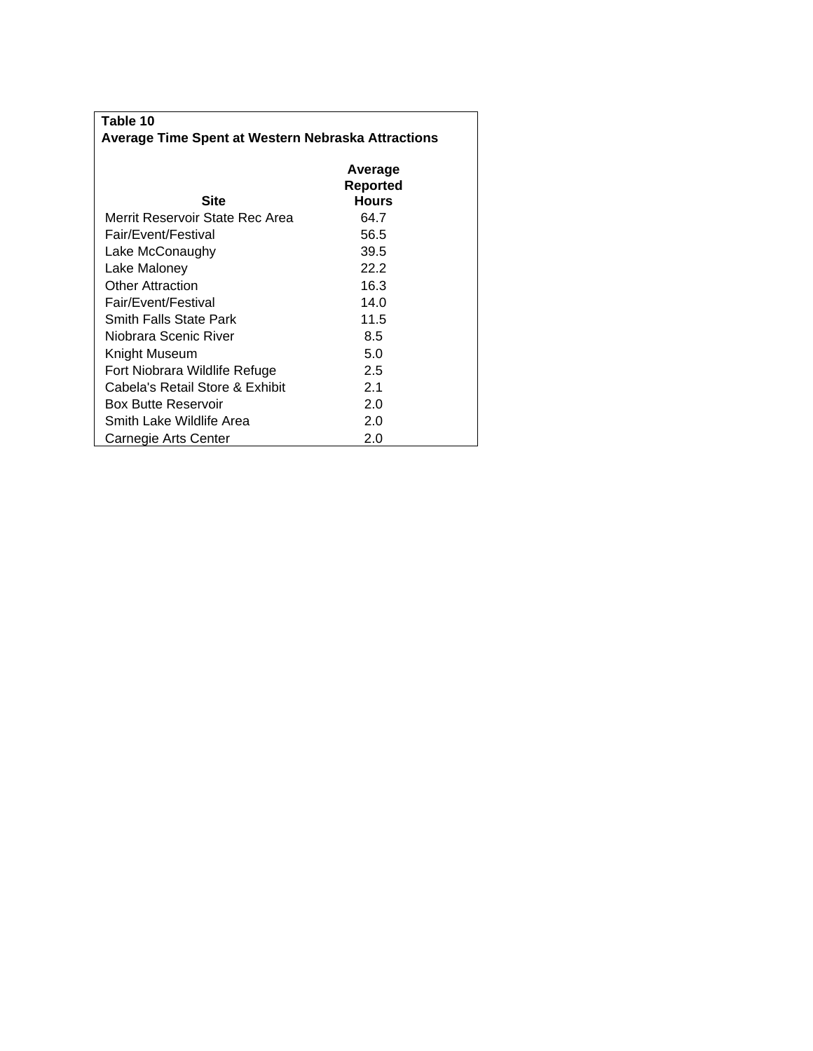**Table 10**
**Average Time Spent at Western Nebraska Attractions**

| Site | Average Reported Hours |
|---|---|
| Merrit Reservoir State Rec Area | 64.7 |
| Fair/Event/Festival | 56.5 |
| Lake McConaughy | 39.5 |
| Lake Maloney | 22.2 |
| Other Attraction | 16.3 |
| Fair/Event/Festival | 14.0 |
| Smith Falls State Park | 11.5 |
| Niobrara Scenic River | 8.5 |
| Knight Museum | 5.0 |
| Fort Niobrara Wildlife Refuge | 2.5 |
| Cabela's Retail Store & Exhibit | 2.1 |
| Box Butte Reservoir | 2.0 |
| Smith Lake Wildlife Area | 2.0 |
| Carnegie Arts Center | 2.0 |